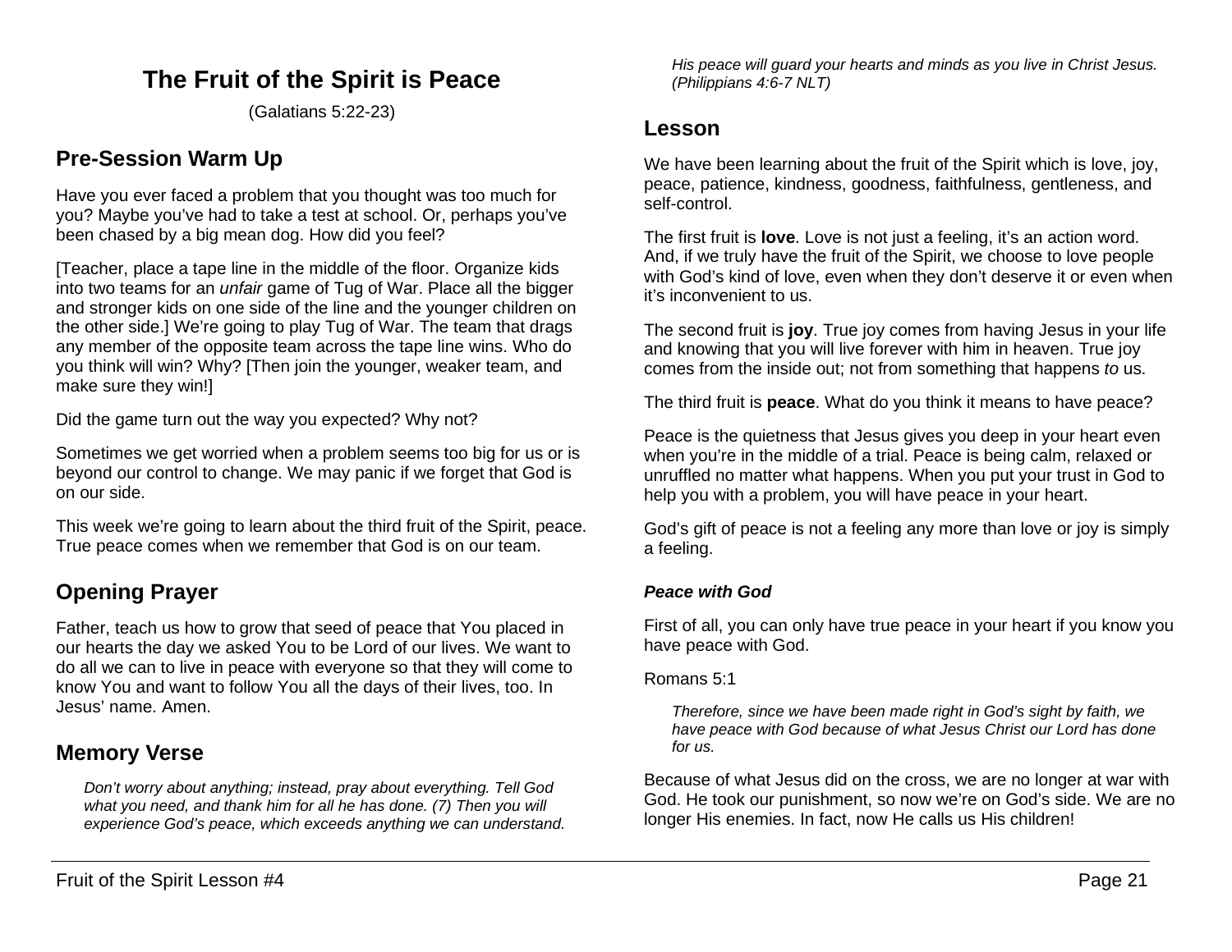# The Fruit of the Spirit is Peace

(Galatians 5:22-23)

## Pre-Session Warm Up

Have you ever faced a problem that you thought was too much for you? Maybe you've had to take a test at school. Or, perhaps you've been chased by a big mean dog. How did you feel?

[Teacher, place a tape line in the middle of the floor. Organize kids into two teams for an *unfair* game of Tug of War. Place all the bigger and stronger kids on one side of the line and the younger children on the other side.] We're going to play Tug of War. The team that drags any member of the opposite team across the tape line wins. Who do you think will win? Why? [Then join the younger, weaker team, and make sure they win!]

Did the game turn out the way you expected? Why not?

Sometimes we get worried when a problem seems too big for us or is beyond our control to change. We may panic if we forget that God is on our side.

This week we're going to learn about the third fruit of the Spirit, peace. True peace comes when we remember that God is on our team.

## Opening Prayer

Father, teach us how to grow that seed of peace that You placed in our hearts the day we asked You to be Lord of our lives. We want to do all we can to live in peace with everyone so that they will come to know You and want to follow You all the days of their lives, too. In Jesus' name. Amen.

## Memory Verse

> *Don't worry about anything; instead, pray about everything. Tell God what you need, and thank him for all he has done. (7) Then you will experience God's peace, which exceeds anything we can understand. His peace will guard your hearts and minds as you live in Christ Jesus. (Philippians 4:6-7 NLT)*

## Lesson

We have been learning about the fruit of the Spirit which is love, joy, peace, patience, kindness, goodness, faithfulness, gentleness, and self-control.

The first fruit is **love**. Love is not just a feeling, it's an action word. And, if we truly have the fruit of the Spirit, we choose to love people with God's kind of love, even when they don't deserve it or even when it's inconvenient to us.

The second fruit is **joy**. True joy comes from having Jesus in your life and knowing that you will live forever with him in heaven. True joy comes from the inside out; not from something that happens *to* us.

The third fruit is **peace**. What do you think it means to have peace?

Peace is the quietness that Jesus gives you deep in your heart even when you're in the middle of a trial. Peace is being calm, relaxed or unruffled no matter what happens. When you put your trust in God to help you with a problem, you will have peace in your heart.

God's gift of peace is not a feeling any more than love or joy is simply a feeling.

### *Peace with God*

First of all, you can only have true peace in your heart if you know you have peace with God.

Romans 5:1

> *Therefore, since we have been made right in God's sight by faith, we have peace with God because of what Jesus Christ our Lord has done for us.*

Because of what Jesus did on the cross, we are no longer at war with God. He took our punishment, so now we're on God's side. We are no longer His enemies. In fact, now He calls us His children!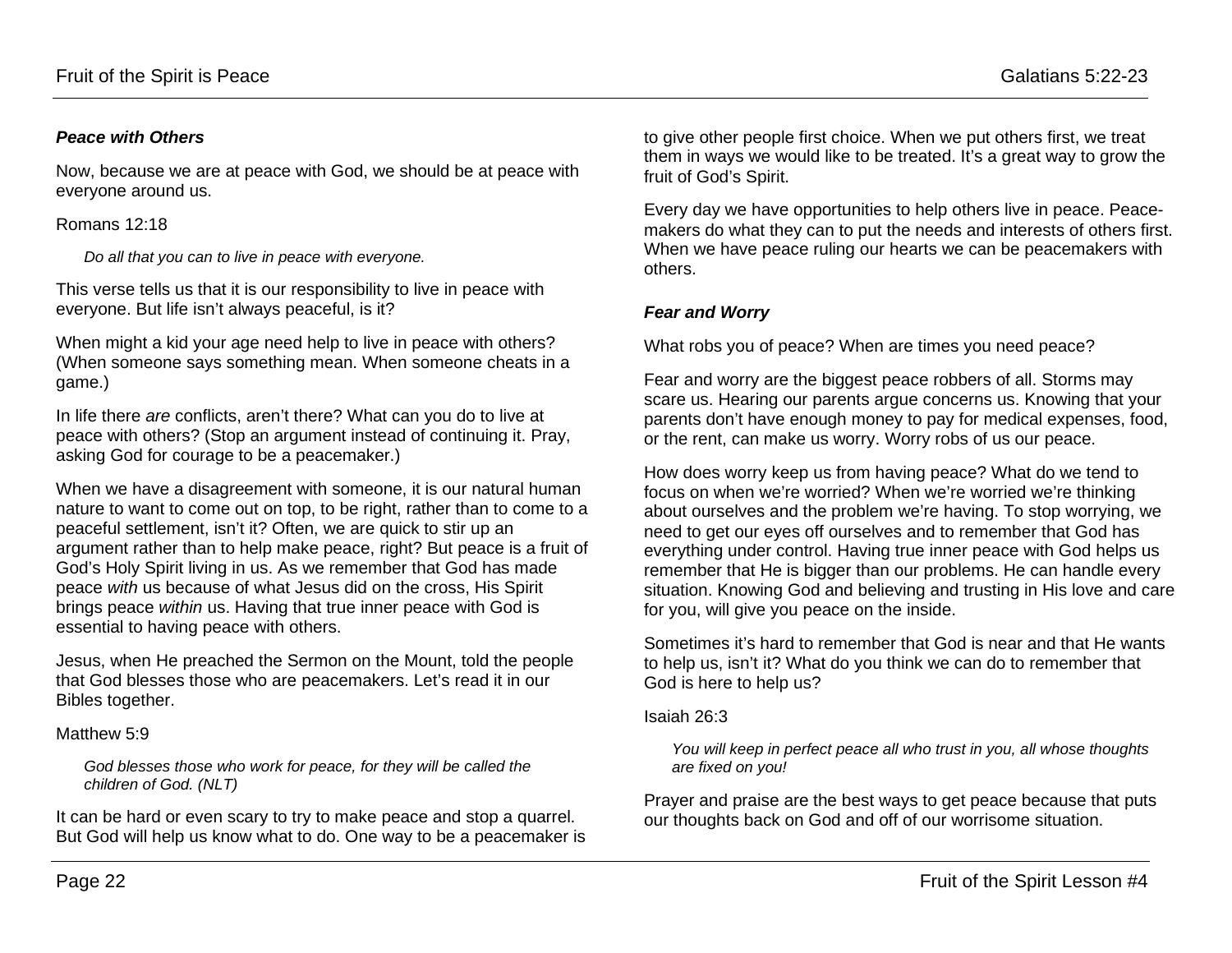### ***Peace with Others***

Now, because we are at peace with God, we should be at peace with everyone around us.

Romans 12:18

> *Do all that you can to live in peace with everyone.*

This verse tells us that it is our responsibility to live in peace with everyone. But life isn't always peaceful, is it?

When might a kid your age need help to live in peace with others? (When someone says something mean. When someone cheats in a game.)

In life there *are* conflicts, aren't there? What can you do to live at peace with others? (Stop an argument instead of continuing it. Pray, asking God for courage to be a peacemaker.)

When we have a disagreement with someone, it is our natural human nature to want to come out on top, to be right, rather than to come to a peaceful settlement, isn't it? Often, we are quick to stir up an argument rather than to help make peace, right? But peace is a fruit of God's Holy Spirit living in us. As we remember that God has made peace *with* us because of what Jesus did on the cross, His Spirit brings peace *within* us. Having that true inner peace with God is essential to having peace with others.

Jesus, when He preached the Sermon on the Mount, told the people that God blesses those who are peacemakers. Let's read it in our Bibles together.

Matthew 5:9

> *God blesses those who work for peace, for they will be called the children of God. (NLT)*

It can be hard or even scary to try to make peace and stop a quarrel. But God will help us know what to do. One way to be a peacemaker is to give other people first choice. When we put others first, we treat them in ways we would like to be treated. It's a great way to grow the fruit of God's Spirit.

Every day we have opportunities to help others live in peace. Peace-makers do what they can to put the needs and interests of others first. When we have peace ruling our hearts we can be peacemakers with others.

### ***Fear and Worry***

What robs you of peace? When are times you need peace?

Fear and worry are the biggest peace robbers of all. Storms may scare us. Hearing our parents argue concerns us. Knowing that your parents don't have enough money to pay for medical expenses, food, or the rent, can make us worry. Worry robs of us our peace.

How does worry keep us from having peace? What do we tend to focus on when we're worried? When we're worried we're thinking about ourselves and the problem we're having. To stop worrying, we need to get our eyes off ourselves and to remember that God has everything under control. Having true inner peace with God helps us remember that He is bigger than our problems. He can handle every situation. Knowing God and believing and trusting in His love and care for you, will give you peace on the inside.

Sometimes it's hard to remember that God is near and that He wants to help us, isn't it? What do you think we can do to remember that God is here to help us?

Isaiah 26:3

> *You will keep in perfect peace all who trust in you, all whose thoughts are fixed on you!*

Prayer and praise are the best ways to get peace because that puts our thoughts back on God and off of our worrisome situation.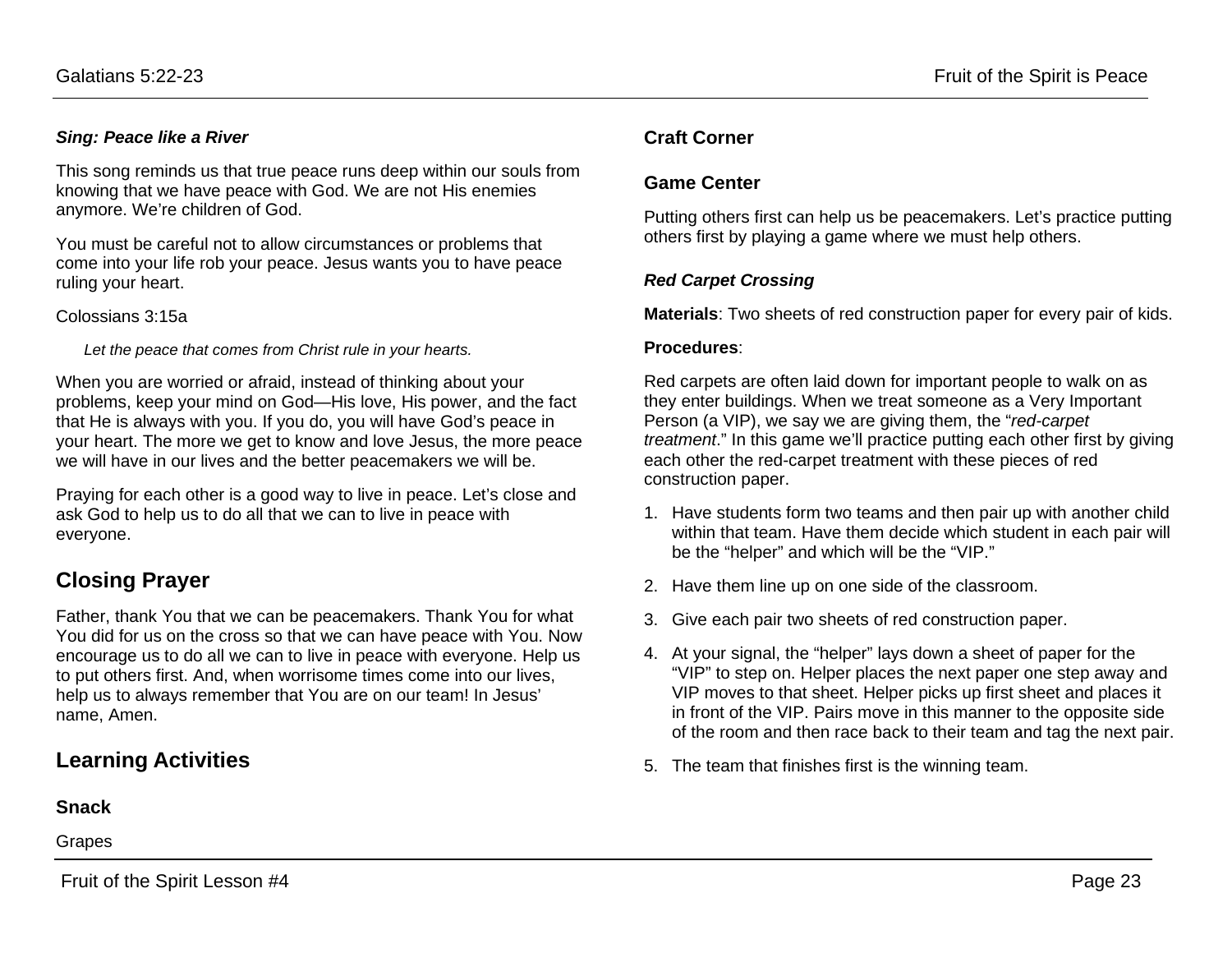***Sing: Peace like a River***

This song reminds us that true peace runs deep within our souls from knowing that we have peace with God. We are not His enemies anymore. We're children of God.

You must be careful not to allow circumstances or problems that come into your life rob your peace. Jesus wants you to have peace ruling your heart.

Colossians 3:15a

> *Let the peace that comes from Christ rule in your hearts.*

When you are worried or afraid, instead of thinking about your problems, keep your mind on God—His love, His power, and the fact that He is always with you. If you do, you will have God's peace in your heart. The more we get to know and love Jesus, the more peace we will have in our lives and the better peacemakers we will be.

Praying for each other is a good way to live in peace. Let's close and ask God to help us to do all that we can to live in peace with everyone.

## Closing Prayer

Father, thank You that we can be peacemakers. Thank You for what You did for us on the cross so that we can have peace with You. Now encourage us to do all we can to live in peace with everyone. Help us to put others first. And, when worrisome times come into our lives, help us to always remember that You are on our team! In Jesus' name, Amen.

## Learning Activities

### Snack

Grapes

### Craft Corner

### Game Center

Putting others first can help us be peacemakers. Let's practice putting others first by playing a game where we must help others.

***Red Carpet Crossing***

**Materials**: Two sheets of red construction paper for every pair of kids.

**Procedures**:

Red carpets are often laid down for important people to walk on as they enter buildings. When we treat someone as a Very Important Person (a VIP), we say we are giving them, the "*red-carpet treatment*." In this game we'll practice putting each other first by giving each other the red-carpet treatment with these pieces of red construction paper.

1. Have students form two teams and then pair up with another child within that team. Have them decide which student in each pair will be the "helper" and which will be the "VIP."
2. Have them line up on one side of the classroom.
3. Give each pair two sheets of red construction paper.
4. At your signal, the "helper" lays down a sheet of paper for the "VIP" to step on. Helper places the next paper one step away and VIP moves to that sheet. Helper picks up first sheet and places it in front of the VIP. Pairs move in this manner to the opposite side of the room and then race back to their team and tag the next pair.
5. The team that finishes first is the winning team.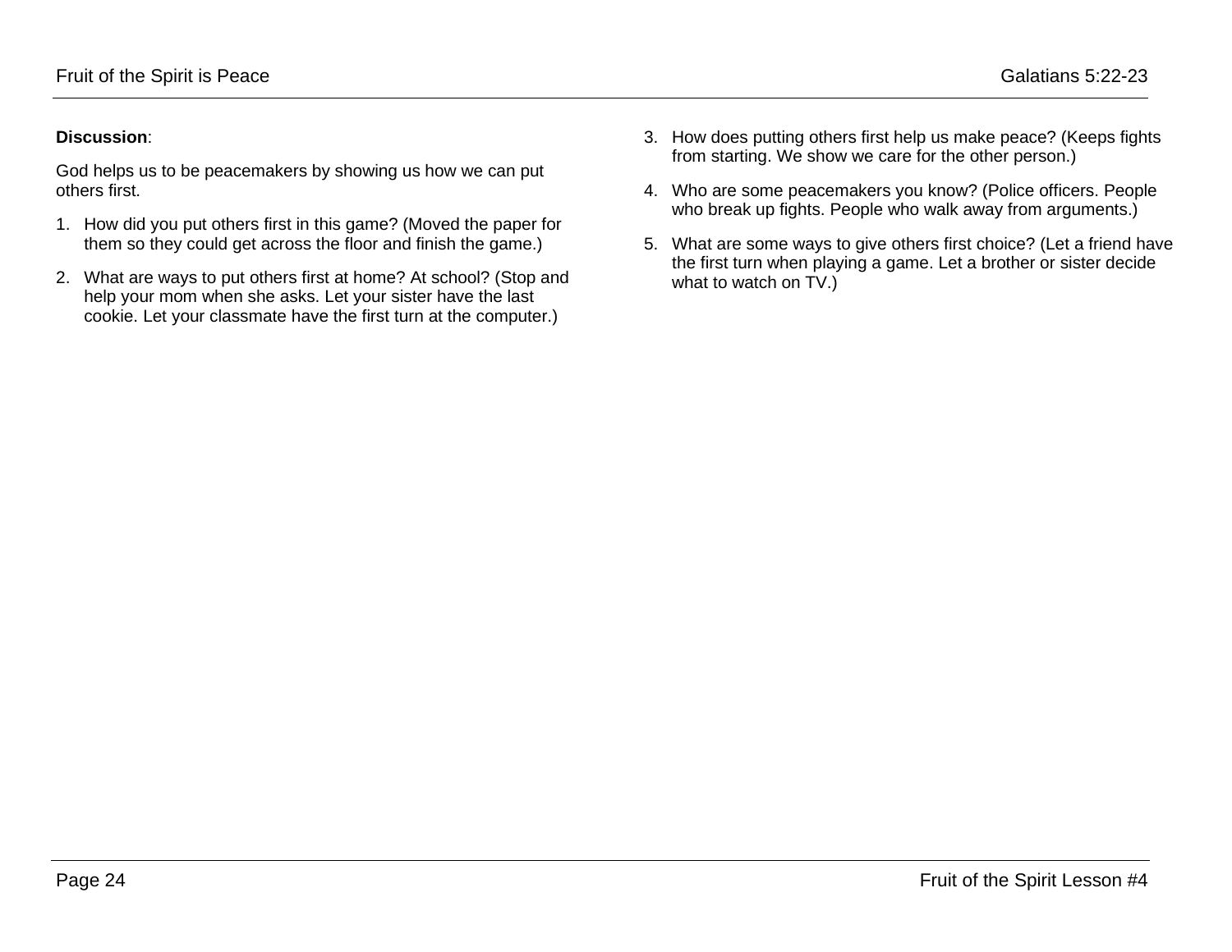**Discussion**:

God helps us to be peacemakers by showing us how we can put others first.

1. How did you put others first in this game? (Moved the paper for them so they could get across the floor and finish the game.)
2. What are ways to put others first at home? At school? (Stop and help your mom when she asks. Let your sister have the last cookie. Let your classmate have the first turn at the computer.)
3. How does putting others first help us make peace? (Keeps fights from starting. We show we care for the other person.)
4. Who are some peacemakers you know? (Police officers. People who break up fights. People who walk away from arguments.)
5. What are some ways to give others first choice? (Let a friend have the first turn when playing a game. Let a brother or sister decide what to watch on TV.)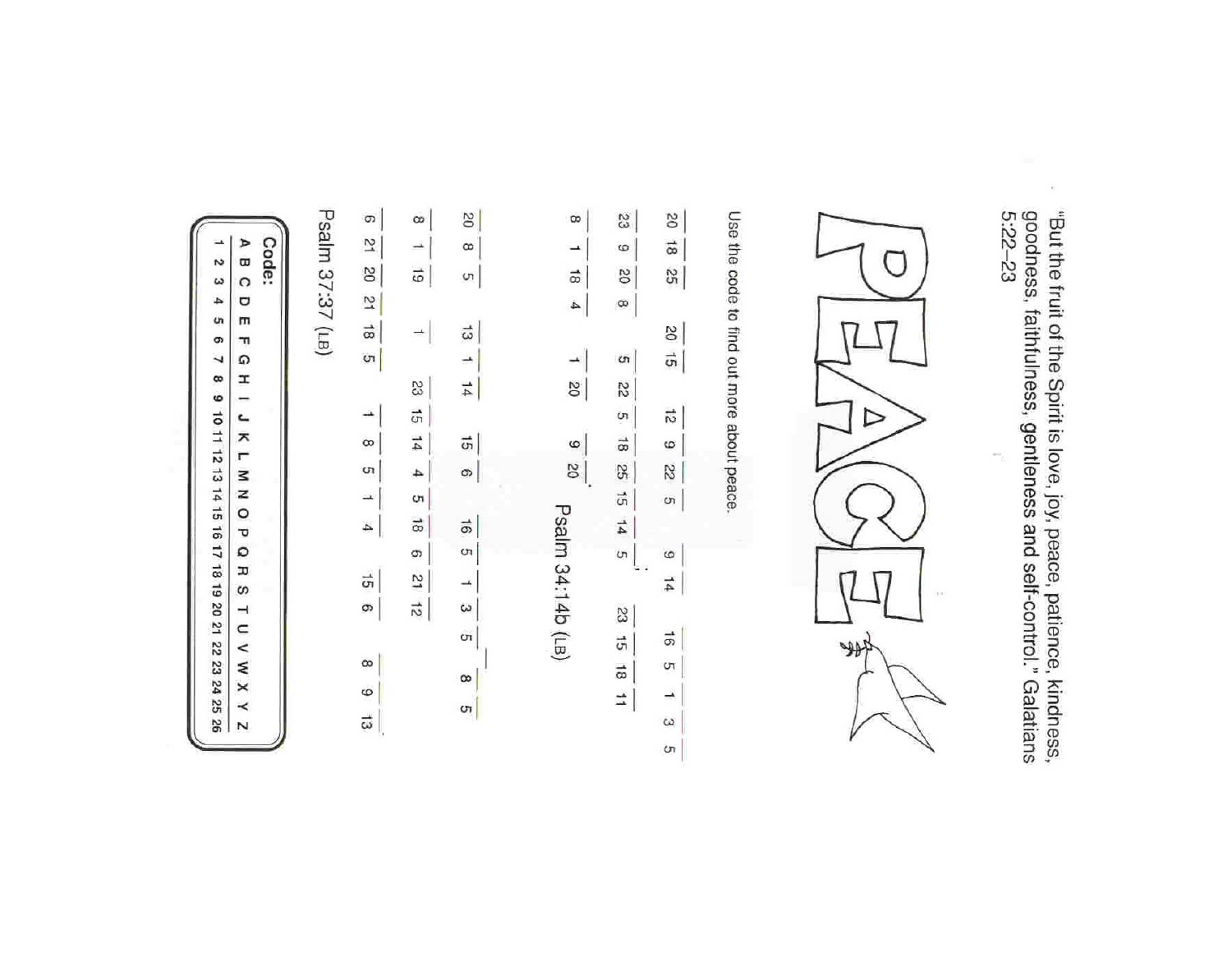"But the fruit of the Spirit is love, joy, peace, patience, kindness, goodness, faithfulness, gentleness and self-control." Galatians 5:22–23

# PEACE

Use the code to find out more about peace.

20 18 25 &nbsp;&nbsp; 20 15 &nbsp;&nbsp; 12 9 22 5 &nbsp;&nbsp; 9 14 &nbsp;&nbsp; 16 5 1 3 5

23 9 20 8 &nbsp;&nbsp; 5 22 5 18 25 15 14 5; &nbsp;&nbsp; 23 15 18 11

8 1 18 4 &nbsp;&nbsp; 1 20 &nbsp;&nbsp; 9 20.

Psalm 34:14b (LB)

20 8 5 &nbsp;&nbsp; 13 1 14 &nbsp;&nbsp; 15 6 &nbsp;&nbsp; 16 5 1 3 5 &nbsp;&nbsp; 8 5

8 1 19 &nbsp;&nbsp; 1 &nbsp;&nbsp; 23 15 14 4 5 18 6 21 12

6 21 20 21 18 5 &nbsp;&nbsp; 1 8 5 1 4 &nbsp;&nbsp; 15 6 &nbsp;&nbsp; 8 9 13.

Psalm 37:37 (LB)

**Code:**

| A | B | C | D | E | F | G | H | I | J | K | L | M | N | O | P | Q | R | S | T | U | V | W | X | Y | Z |
|---|---|---|---|---|---|---|---|---|---|---|---|---|---|---|---|---|---|---|---|---|---|---|---|---|---|
| 1 | 2 | 3 | 4 | 5 | 6 | 7 | 8 | 9 | 10 | 11 | 12 | 13 | 14 | 15 | 16 | 17 | 18 | 19 | 20 | 21 | 22 | 23 | 24 | 25 | 26 |